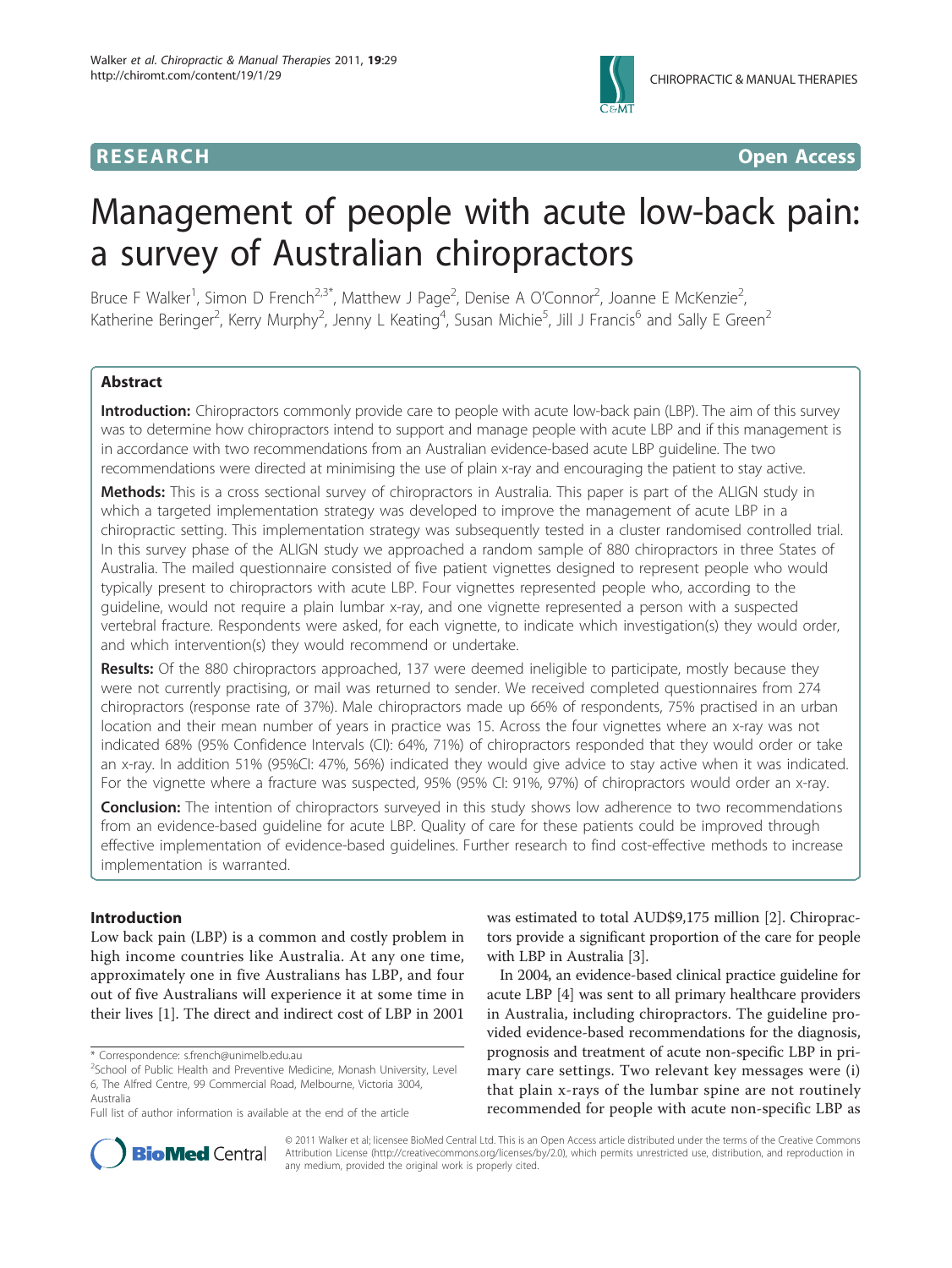**RESEARCH** **Open Access**

# Management of people with acute low-back pain: a survey of Australian chiropractors

Bruce F Walker[1], Simon D French[2,3*], Matthew J Page[2], Denise A O'Connor[2], Joanne E McKenzie[2], Katherine Beringer[2], Kerry Murphy[2], Jenny L Keating[4], Susan Michie[5], Jill J Francis[6] and Sally E Green[2]

## Abstract

**Introduction:** Chiropractors commonly provide care to people with acute low-back pain (LBP). The aim of this survey was to determine how chiropractors intend to support and manage people with acute LBP and if this management is in accordance with two recommendations from an Australian evidence-based acute LBP guideline. The two recommendations were directed at minimising the use of plain x-ray and encouraging the patient to stay active.

**Methods:** This is a cross sectional survey of chiropractors in Australia. This paper is part of the ALIGN study in which a targeted implementation strategy was developed to improve the management of acute LBP in a chiropractic setting. This implementation strategy was subsequently tested in a cluster randomised controlled trial. In this survey phase of the ALIGN study we approached a random sample of 880 chiropractors in three States of Australia. The mailed questionnaire consisted of five patient vignettes designed to represent people who would typically present to chiropractors with acute LBP. Four vignettes represented people who, according to the guideline, would not require a plain lumbar x-ray, and one vignette represented a person with a suspected vertebral fracture. Respondents were asked, for each vignette, to indicate which investigation(s) they would order, and which intervention(s) they would recommend or undertake.

**Results:** Of the 880 chiropractors approached, 137 were deemed ineligible to participate, mostly because they were not currently practising, or mail was returned to sender. We received completed questionnaires from 274 chiropractors (response rate of 37%). Male chiropractors made up 66% of respondents, 75% practised in an urban location and their mean number of years in practice was 15. Across the four vignettes where an x-ray was not indicated 68% (95% Confidence Intervals (CI): 64%, 71%) of chiropractors responded that they would order or take an x-ray. In addition 51% (95%CI: 47%, 56%) indicated they would give advice to stay active when it was indicated. For the vignette where a fracture was suspected, 95% (95% CI: 91%, 97%) of chiropractors would order an x-ray.

**Conclusion:** The intention of chiropractors surveyed in this study shows low adherence to two recommendations from an evidence-based guideline for acute LBP. Quality of care for these patients could be improved through effective implementation of evidence-based guidelines. Further research to find cost-effective methods to increase implementation is warranted.

## Introduction

Low back pain (LBP) is a common and costly problem in high income countries like Australia. At any one time, approximately one in five Australians has LBP, and four out of five Australians will experience it at some time in their lives [1]. The direct and indirect cost of LBP in 2001 was estimated to total AUD$9,175 million [2]. Chiropractors provide a significant proportion of the care for people with LBP in Australia [3].

In 2004, an evidence-based clinical practice guideline for acute LBP [4] was sent to all primary healthcare providers in Australia, including chiropractors. The guideline provided evidence-based recommendations for the diagnosis, prognosis and treatment of acute non-specific LBP in primary care settings. Two relevant key messages were (i) that plain x-rays of the lumbar spine are not routinely recommended for people with acute non-specific LBP as

\* Correspondence: s.french@unimelb.edu.au
[2]School of Public Health and Preventive Medicine, Monash University, Level 6, The Alfred Centre, 99 Commercial Road, Melbourne, Victoria 3004, Australia
Full list of author information is available at the end of the article

© 2011 Walker et al; licensee BioMed Central Ltd. This is an Open Access article distributed under the terms of the Creative Commons Attribution License (http://creativecommons.org/licenses/by/2.0), which permits unrestricted use, distribution, and reproduction in any medium, provided the original work is properly cited.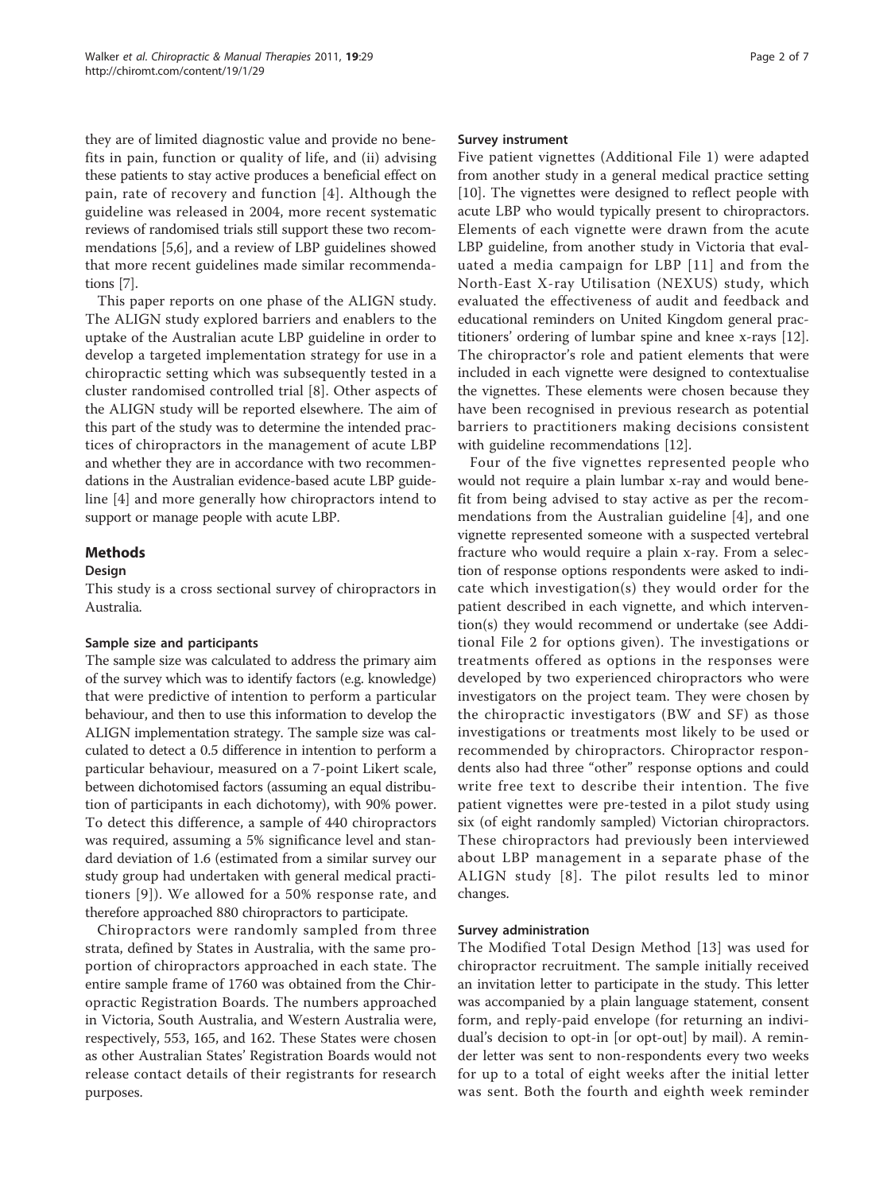they are of limited diagnostic value and provide no benefits in pain, function or quality of life, and (ii) advising these patients to stay active produces a beneficial effect on pain, rate of recovery and function [4]. Although the guideline was released in 2004, more recent systematic reviews of randomised trials still support these two recommendations [5,6], and a review of LBP guidelines showed that more recent guidelines made similar recommendations [7].

This paper reports on one phase of the ALIGN study. The ALIGN study explored barriers and enablers to the uptake of the Australian acute LBP guideline in order to develop a targeted implementation strategy for use in a chiropractic setting which was subsequently tested in a cluster randomised controlled trial [8]. Other aspects of the ALIGN study will be reported elsewhere. The aim of this part of the study was to determine the intended practices of chiropractors in the management of acute LBP and whether they are in accordance with two recommendations in the Australian evidence-based acute LBP guideline [4] and more generally how chiropractors intend to support or manage people with acute LBP.

## Methods

### Design

This study is a cross sectional survey of chiropractors in Australia.

### Sample size and participants

The sample size was calculated to address the primary aim of the survey which was to identify factors (e.g. knowledge) that were predictive of intention to perform a particular behaviour, and then to use this information to develop the ALIGN implementation strategy. The sample size was calculated to detect a 0.5 difference in intention to perform a particular behaviour, measured on a 7-point Likert scale, between dichotomised factors (assuming an equal distribution of participants in each dichotomy), with 90% power. To detect this difference, a sample of 440 chiropractors was required, assuming a 5% significance level and standard deviation of 1.6 (estimated from a similar survey our study group had undertaken with general medical practitioners [9]). We allowed for a 50% response rate, and therefore approached 880 chiropractors to participate.

Chiropractors were randomly sampled from three strata, defined by States in Australia, with the same proportion of chiropractors approached in each state. The entire sample frame of 1760 was obtained from the Chiropractic Registration Boards. The numbers approached in Victoria, South Australia, and Western Australia were, respectively, 553, 165, and 162. These States were chosen as other Australian States' Registration Boards would not release contact details of their registrants for research purposes.

### Survey instrument

Five patient vignettes (Additional File 1) were adapted from another study in a general medical practice setting [10]. The vignettes were designed to reflect people with acute LBP who would typically present to chiropractors. Elements of each vignette were drawn from the acute LBP guideline, from another study in Victoria that evaluated a media campaign for LBP [11] and from the North-East X-ray Utilisation (NEXUS) study, which evaluated the effectiveness of audit and feedback and educational reminders on United Kingdom general practitioners' ordering of lumbar spine and knee x-rays [12]. The chiropractor's role and patient elements that were included in each vignette were designed to contextualise the vignettes. These elements were chosen because they have been recognised in previous research as potential barriers to practitioners making decisions consistent with guideline recommendations [12].

Four of the five vignettes represented people who would not require a plain lumbar x-ray and would benefit from being advised to stay active as per the recommendations from the Australian guideline [4], and one vignette represented someone with a suspected vertebral fracture who would require a plain x-ray. From a selection of response options respondents were asked to indicate which investigation(s) they would order for the patient described in each vignette, and which intervention(s) they would recommend or undertake (see Additional File 2 for options given). The investigations or treatments offered as options in the responses were developed by two experienced chiropractors who were investigators on the project team. They were chosen by the chiropractic investigators (BW and SF) as those investigations or treatments most likely to be used or recommended by chiropractors. Chiropractor respondents also had three "other" response options and could write free text to describe their intention. The five patient vignettes were pre-tested in a pilot study using six (of eight randomly sampled) Victorian chiropractors. These chiropractors had previously been interviewed about LBP management in a separate phase of the ALIGN study [8]. The pilot results led to minor changes.

### Survey administration

The Modified Total Design Method [13] was used for chiropractor recruitment. The sample initially received an invitation letter to participate in the study. This letter was accompanied by a plain language statement, consent form, and reply-paid envelope (for returning an individual's decision to opt-in [or opt-out] by mail). A reminder letter was sent to non-respondents every two weeks for up to a total of eight weeks after the initial letter was sent. Both the fourth and eighth week reminder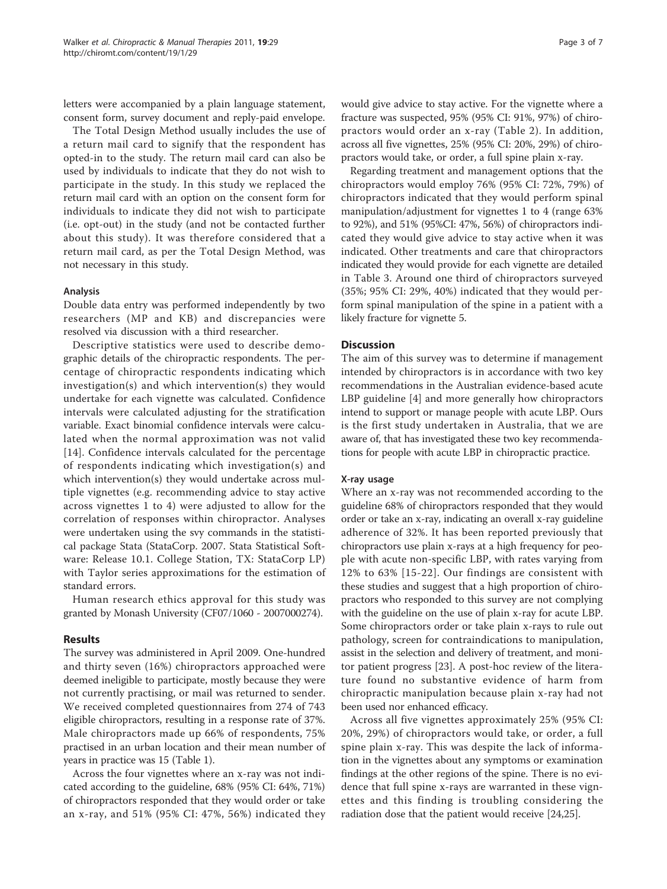letters were accompanied by a plain language statement, consent form, survey document and reply-paid envelope.

The Total Design Method usually includes the use of a return mail card to signify that the respondent has opted-in to the study. The return mail card can also be used by individuals to indicate that they do not wish to participate in the study. In this study we replaced the return mail card with an option on the consent form for individuals to indicate they did not wish to participate (i.e. opt-out) in the study (and not be contacted further about this study). It was therefore considered that a return mail card, as per the Total Design Method, was not necessary in this study.

### Analysis

Double data entry was performed independently by two researchers (MP and KB) and discrepancies were resolved via discussion with a third researcher.

Descriptive statistics were used to describe demographic details of the chiropractic respondents. The percentage of chiropractic respondents indicating which investigation(s) and which intervention(s) they would undertake for each vignette was calculated. Confidence intervals were calculated adjusting for the stratification variable. Exact binomial confidence intervals were calculated when the normal approximation was not valid [14]. Confidence intervals calculated for the percentage of respondents indicating which investigation(s) and which intervention(s) they would undertake across multiple vignettes (e.g. recommending advice to stay active across vignettes 1 to 4) were adjusted to allow for the correlation of responses within chiropractor. Analyses were undertaken using the svy commands in the statistical package Stata (StataCorp. 2007. Stata Statistical Software: Release 10.1. College Station, TX: StataCorp LP) with Taylor series approximations for the estimation of standard errors.

Human research ethics approval for this study was granted by Monash University (CF07/1060 - 2007000274).

## Results

The survey was administered in April 2009. One-hundred and thirty seven (16%) chiropractors approached were deemed ineligible to participate, mostly because they were not currently practising, or mail was returned to sender. We received completed questionnaires from 274 of 743 eligible chiropractors, resulting in a response rate of 37%. Male chiropractors made up 66% of respondents, 75% practised in an urban location and their mean number of years in practice was 15 (Table 1).

Across the four vignettes where an x-ray was not indicated according to the guideline, 68% (95% CI: 64%, 71%) of chiropractors responded that they would order or take an x-ray, and 51% (95% CI: 47%, 56%) indicated they would give advice to stay active. For the vignette where a fracture was suspected, 95% (95% CI: 91%, 97%) of chiropractors would order an x-ray (Table 2). In addition, across all five vignettes, 25% (95% CI: 20%, 29%) of chiropractors would take, or order, a full spine plain x-ray.

Regarding treatment and management options that the chiropractors would employ 76% (95% CI: 72%, 79%) of chiropractors indicated that they would perform spinal manipulation/adjustment for vignettes 1 to 4 (range 63% to 92%), and 51% (95%CI: 47%, 56%) of chiropractors indicated they would give advice to stay active when it was indicated. Other treatments and care that chiropractors indicated they would provide for each vignette are detailed in Table 3. Around one third of chiropractors surveyed (35%; 95% CI: 29%, 40%) indicated that they would perform spinal manipulation of the spine in a patient with a likely fracture for vignette 5.

## Discussion

The aim of this survey was to determine if management intended by chiropractors is in accordance with two key recommendations in the Australian evidence-based acute LBP guideline [4] and more generally how chiropractors intend to support or manage people with acute LBP. Ours is the first study undertaken in Australia, that we are aware of, that has investigated these two key recommendations for people with acute LBP in chiropractic practice.

### X-ray usage

Where an x-ray was not recommended according to the guideline 68% of chiropractors responded that they would order or take an x-ray, indicating an overall x-ray guideline adherence of 32%. It has been reported previously that chiropractors use plain x-rays at a high frequency for people with acute non-specific LBP, with rates varying from 12% to 63% [15-22]. Our findings are consistent with these studies and suggest that a high proportion of chiropractors who responded to this survey are not complying with the guideline on the use of plain x-ray for acute LBP. Some chiropractors order or take plain x-rays to rule out pathology, screen for contraindications to manipulation, assist in the selection and delivery of treatment, and monitor patient progress [23]. A post-hoc review of the literature found no substantive evidence of harm from chiropractic manipulation because plain x-ray had not been used nor enhanced efficacy.

Across all five vignettes approximately 25% (95% CI: 20%, 29%) of chiropractors would take, or order, a full spine plain x-ray. This was despite the lack of information in the vignettes about any symptoms or examination findings at the other regions of the spine. There is no evidence that full spine x-rays are warranted in these vignettes and this finding is troubling considering the radiation dose that the patient would receive [24,25].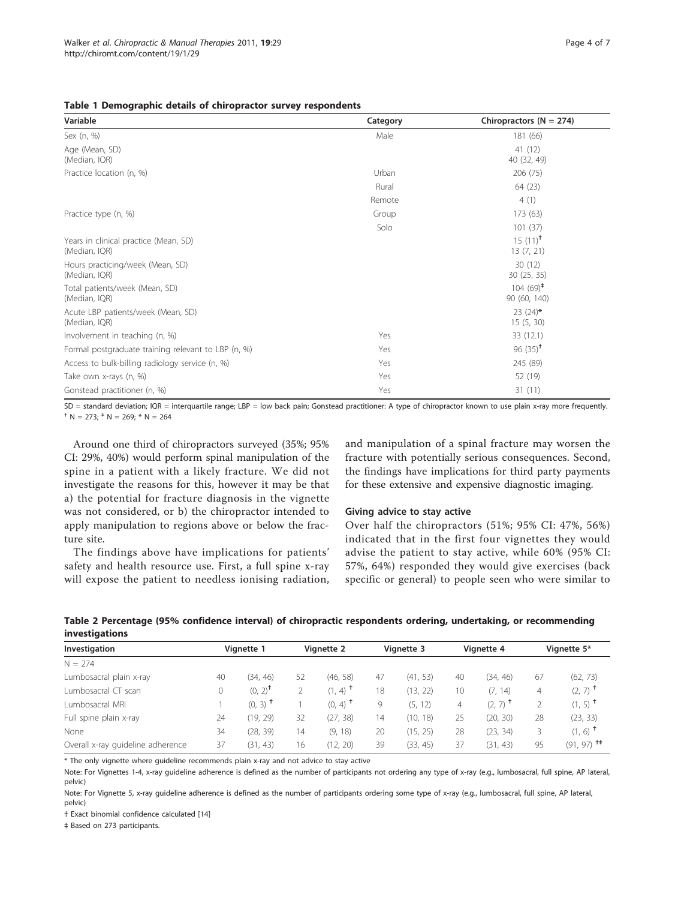**Table 1 Demographic details of chiropractor survey respondents**

| Variable | Category | Chiropractors (N = 274) |
|---|---|---|
| Sex (n, %) | Male | 181 (66) |
| Age (Mean, SD)<br>(Median, IQR) | | 41 (12)<br>40 (32, 49) |
| Practice location (n, %) | Urban | 206 (75) |
| | Rural | 64 (23) |
| | Remote | 4 (1) |
| Practice type (n, %) | Group | 173 (63) |
| | Solo | 101 (37) |
| Years in clinical practice (Mean, SD)<br>(Median, IQR) | | 15 (11)†<br>13 (7, 21) |
| Hours practicing/week (Mean, SD)<br>(Median, IQR) | | 30 (12)<br>30 (25, 35) |
| Total patients/week (Mean, SD)<br>(Median, IQR) | | 104 (69)‡<br>90 (60, 140) |
| Acute LBP patients/week (Mean, SD)<br>(Median, IQR) | | 23 (24)*<br>15 (5, 30) |
| Involvement in teaching (n, %) | Yes | 33 (12.1) |
| Formal postgraduate training relevant to LBP (n, %) | Yes | 96 (35)† |
| Access to bulk-billing radiology service (n, %) | Yes | 245 (89) |
| Take own x-rays (n, %) | Yes | 52 (19) |
| Gonstead practitioner (n, %) | Yes | 31 (11) |

SD = standard deviation; IQR = interquartile range; LBP = low back pain; Gonstead practitioner: A type of chiropractor known to use plain x-ray more frequently.
† N = 273; ‡ N = 269; * N = 264

Around one third of chiropractors surveyed (35%; 95% CI: 29%, 40%) would perform spinal manipulation of the spine in a patient with a likely fracture. We did not investigate the reasons for this, however it may be that a) the potential for fracture diagnosis in the vignette was not considered, or b) the chiropractor intended to apply manipulation to regions above or below the fracture site.

The findings above have implications for patients' safety and health resource use. First, a full spine x-ray will expose the patient to needless ionising radiation, and manipulation of a spinal fracture may worsen the fracture with potentially serious consequences. Second, the findings have implications for third party payments for these extensive and expensive diagnostic imaging.

### Giving advice to stay active

Over half the chiropractors (51%; 95% CI: 47%, 56%) indicated that in the first four vignettes they would advise the patient to stay active, while 60% (95% CI: 57%, 64%) responded they would give exercises (back specific or general) to people seen who were similar to

**Table 2 Percentage (95% confidence interval) of chiropractic respondents ordering, undertaking, or recommending investigations**

| Investigation | Vignette 1 | | Vignette 2 | | Vignette 3 | | Vignette 4 | | Vignette 5* | |
|---|---|---|---|---|---|---|---|---|---|---|
| N = 274 | | | | | | | | | | |
| Lumbosacral plain x-ray | 40 | (34, 46) | 52 | (46, 58) | 47 | (41, 53) | 40 | (34, 46) | 67 | (62, 73) |
| Lumbosacral CT scan | 0 | (0, 2)† | 2 | (1, 4)† | 18 | (13, 22) | 10 | (7, 14) | 4 | (2, 7)† |
| Lumbosacral MRI | 1 | (0, 3)† | 1 | (0, 4)† | 9 | (5, 12) | 4 | (2, 7)† | 2 | (1, 5)† |
| Full spine plain x-ray | 24 | (19, 29) | 32 | (27, 38) | 14 | (10, 18) | 25 | (20, 30) | 28 | (23, 33) |
| None | 34 | (28, 39) | 14 | (9, 18) | 20 | (15, 25) | 28 | (23, 34) | 3 | (1, 6)† |
| Overall x-ray guideline adherence | 37 | (31, 43) | 16 | (12, 20) | 39 | (33, 45) | 37 | (31, 43) | 95 | (91, 97)†‡ |

\* The only vignette where guideline recommends plain x-ray and not advice to stay active

Note: For Vignettes 1-4, x-ray guideline adherence is defined as the number of participants not ordering any type of x-ray (e.g., lumbosacral, full spine, AP lateral, pelvic)

Note: For Vignette 5, x-ray guideline adherence is defined as the number of participants ordering some type of x-ray (e.g., lumbosacral, full spine, AP lateral, pelvic)

† Exact binomial confidence calculated [14]

‡ Based on 273 participants.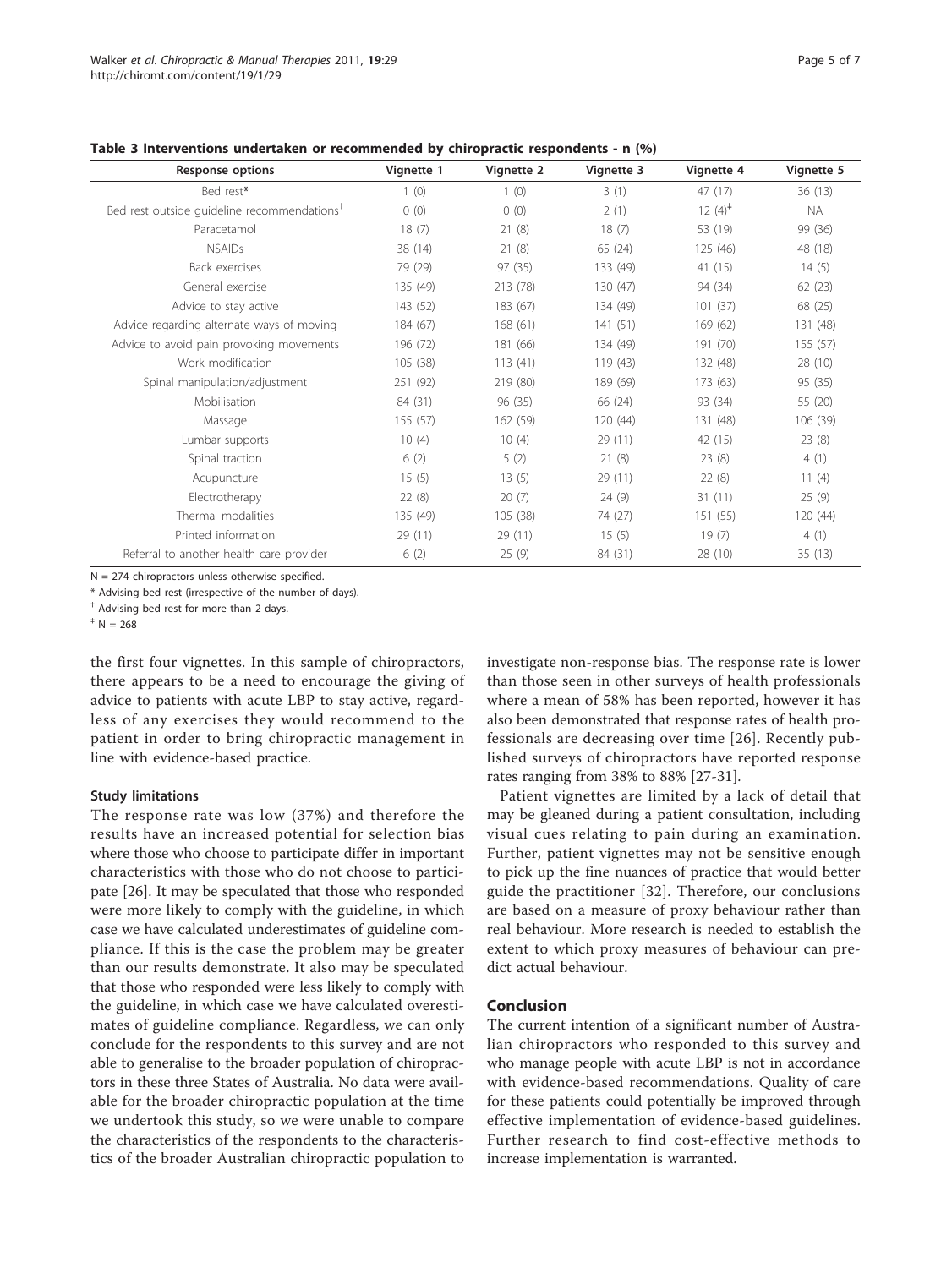**Table 3 Interventions undertaken or recommended by chiropractic respondents - n (%)**

| Response options | Vignette 1 | Vignette 2 | Vignette 3 | Vignette 4 | Vignette 5 |
|---|---|---|---|---|---|
| Bed rest* | 1 (0) | 1 (0) | 3 (1) | 47 (17) | 36 (13) |
| Bed rest outside guideline recommendations[†] | 0 (0) | 0 (0) | 2 (1) | 12 (4)[‡] | NA |
| Paracetamol | 18 (7) | 21 (8) | 18 (7) | 53 (19) | 99 (36) |
| NSAIDs | 38 (14) | 21 (8) | 65 (24) | 125 (46) | 48 (18) |
| Back exercises | 79 (29) | 97 (35) | 133 (49) | 41 (15) | 14 (5) |
| General exercise | 135 (49) | 213 (78) | 130 (47) | 94 (34) | 62 (23) |
| Advice to stay active | 143 (52) | 183 (67) | 134 (49) | 101 (37) | 68 (25) |
| Advice regarding alternate ways of moving | 184 (67) | 168 (61) | 141 (51) | 169 (62) | 131 (48) |
| Advice to avoid pain provoking movements | 196 (72) | 181 (66) | 134 (49) | 191 (70) | 155 (57) |
| Work modification | 105 (38) | 113 (41) | 119 (43) | 132 (48) | 28 (10) |
| Spinal manipulation/adjustment | 251 (92) | 219 (80) | 189 (69) | 173 (63) | 95 (35) |
| Mobilisation | 84 (31) | 96 (35) | 66 (24) | 93 (34) | 55 (20) |
| Massage | 155 (57) | 162 (59) | 120 (44) | 131 (48) | 106 (39) |
| Lumbar supports | 10 (4) | 10 (4) | 29 (11) | 42 (15) | 23 (8) |
| Spinal traction | 6 (2) | 5 (2) | 21 (8) | 23 (8) | 4 (1) |
| Acupuncture | 15 (5) | 13 (5) | 29 (11) | 22 (8) | 11 (4) |
| Electrotherapy | 22 (8) | 20 (7) | 24 (9) | 31 (11) | 25 (9) |
| Thermal modalities | 135 (49) | 105 (38) | 74 (27) | 151 (55) | 120 (44) |
| Printed information | 29 (11) | 29 (11) | 15 (5) | 19 (7) | 4 (1) |
| Referral to another health care provider | 6 (2) | 25 (9) | 84 (31) | 28 (10) | 35 (13) |

N = 274 chiropractors unless otherwise specified.

\* Advising bed rest (irrespective of the number of days).

[†] Advising bed rest for more than 2 days.

[‡] N = 268

the first four vignettes. In this sample of chiropractors, there appears to be a need to encourage the giving of advice to patients with acute LBP to stay active, regardless of any exercises they would recommend to the patient in order to bring chiropractic management in line with evidence-based practice.

### Study limitations

The response rate was low (37%) and therefore the results have an increased potential for selection bias where those who choose to participate differ in important characteristics with those who do not choose to participate [26]. It may be speculated that those who responded were more likely to comply with the guideline, in which case we have calculated underestimates of guideline compliance. If this is the case the problem may be greater than our results demonstrate. It also may be speculated that those who responded were less likely to comply with the guideline, in which case we have calculated overestimates of guideline compliance. Regardless, we can only conclude for the respondents to this survey and are not able to generalise to the broader population of chiropractors in these three States of Australia. No data were available for the broader chiropractic population at the time we undertook this study, so we were unable to compare the characteristics of the respondents to the characteristics of the broader Australian chiropractic population to investigate non-response bias. The response rate is lower than those seen in other surveys of health professionals where a mean of 58% has been reported, however it has also been demonstrated that response rates of health professionals are decreasing over time [26]. Recently published surveys of chiropractors have reported response rates ranging from 38% to 88% [27-31].

Patient vignettes are limited by a lack of detail that may be gleaned during a patient consultation, including visual cues relating to pain during an examination. Further, patient vignettes may not be sensitive enough to pick up the fine nuances of practice that would better guide the practitioner [32]. Therefore, our conclusions are based on a measure of proxy behaviour rather than real behaviour. More research is needed to establish the extent to which proxy measures of behaviour can predict actual behaviour.

## Conclusion

The current intention of a significant number of Australian chiropractors who responded to this survey and who manage people with acute LBP is not in accordance with evidence-based recommendations. Quality of care for these patients could potentially be improved through effective implementation of evidence-based guidelines. Further research to find cost-effective methods to increase implementation is warranted.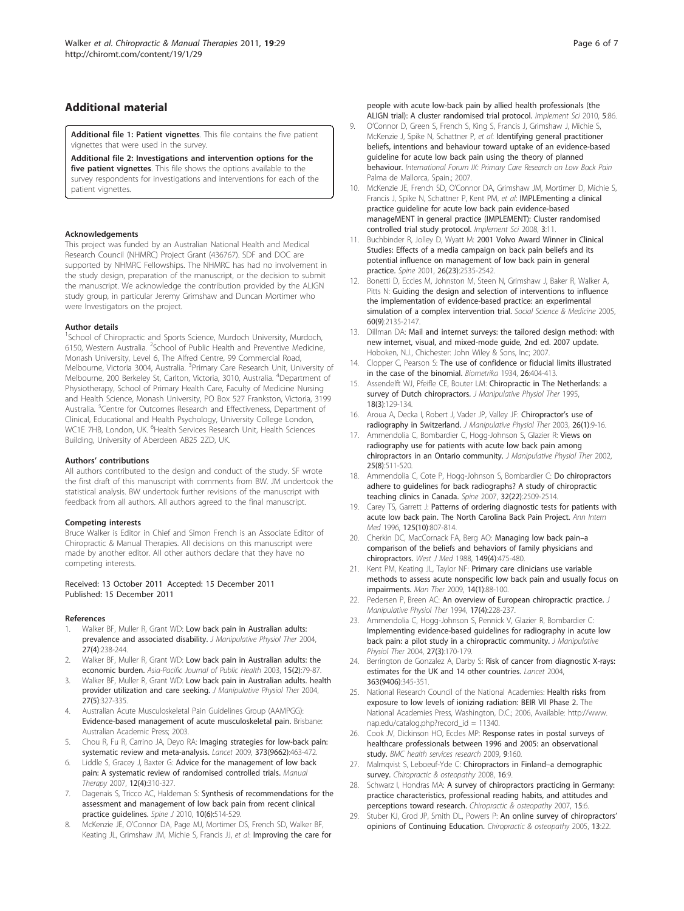## Additional material

**Additional file 1: Patient vignettes**. This file contains the five patient vignettes that were used in the survey.

**Additional file 2: Investigations and intervention options for the five patient vignettes**. This file shows the options available to the survey respondents for investigations and interventions for each of the patient vignettes.

#### Acknowledgements

This project was funded by an Australian National Health and Medical Research Council (NHMRC) Project Grant (436767). SDF and DOC are supported by NHMRC Fellowships. The NHMRC has had no involvement in the study design, preparation of the manuscript, or the decision to submit the manuscript. We acknowledge the contribution provided by the ALIGN study group, in particular Jeremy Grimshaw and Duncan Mortimer who were Investigators on the project.

#### Author details

[1]School of Chiropractic and Sports Science, Murdoch University, Murdoch, 6150, Western Australia. [2]School of Public Health and Preventive Medicine, Monash University, Level 6, The Alfred Centre, 99 Commercial Road, Melbourne, Victoria 3004, Australia. [3]Primary Care Research Unit, University of Melbourne, 200 Berkeley St, Carlton, Victoria, 3010, Australia. [4]Department of Physiotherapy, School of Primary Health Care, Faculty of Medicine Nursing and Health Science, Monash University, PO Box 527 Frankston, Victoria, 3199 Australia. [5]Centre for Outcomes Research and Effectiveness, Department of Clinical, Educational and Health Psychology, University College London, WC1E 7HB, London, UK. [6]Health Services Research Unit, Health Sciences Building, University of Aberdeen AB25 2ZD, UK.

#### Authors' contributions

All authors contributed to the design and conduct of the study. SF wrote the first draft of this manuscript with comments from BW. JM undertook the statistical analysis. BW undertook further revisions of the manuscript with feedback from all authors. All authors agreed to the final manuscript.

#### Competing interests

Bruce Walker is Editor in Chief and Simon French is an Associate Editor of Chiropractic & Manual Therapies. All decisions on this manuscript were made by another editor. All other authors declare that they have no competing interests.

Received: 13 October 2011 Accepted: 15 December 2011
Published: 15 December 2011

#### References

1. Walker BF, Muller R, Grant WD: **Low back pain in Australian adults: prevalence and associated disability.** *J Manipulative Physiol Ther* 2004, **27(4)**:238-244.
2. Walker BF, Muller R, Grant WD: **Low back pain in Australian adults: the economic burden.** *Asia-Pacific Journal of Public Health* 2003, **15(2)**:79-87.
3. Walker BF, Muller R, Grant WD: **Low back pain in Australian adults. health provider utilization and care seeking.** *J Manipulative Physiol Ther* 2004, **27(5)**:327-335.
4. Australian Acute Musculoskeletal Pain Guidelines Group (AAMPGG): **Evidence-based management of acute musculoskeletal pain.** Brisbane: Australian Academic Press; 2003.
5. Chou R, Fu R, Carrino JA, Deyo RA: **Imaging strategies for low-back pain: systematic review and meta-analysis.** *Lancet* 2009, **373(9662)**:463-472.
6. Liddle S, Gracey J, Baxter G: **Advice for the management of low back pain: A systematic review of randomised controlled trials.** *Manual Therapy* 2007, **12(4)**:310-327.
7. Dagenais S, Tricco AC, Haldeman S: **Synthesis of recommendations for the assessment and management of low back pain from recent clinical practice guidelines.** *Spine J* 2010, **10(6)**:514-529.
8. McKenzie JE, O'Connor DA, Page MJ, Mortimer DS, French SD, Walker BF, Keating JL, Grimshaw JM, Michie S, Francis JJ, *et al*: **Improving the care for people with acute low-back pain by allied health professionals (the ALIGN trial): A cluster randomised trial protocol.** *Implement Sci* 2010, **5**:86.
9. O'Connor D, Green S, French S, King S, Francis J, Grimshaw J, Michie S, McKenzie J, Spike N, Schattner P, *et al*: **Identifying general practitioner beliefs, intentions and behaviour toward uptake of an evidence-based guideline for acute low back pain using the theory of planned behaviour.** *International Forum IX: Primary Care Research on Low Back Pain* Palma de Mallorca, Spain.; 2007.
10. McKenzie JE, French SD, O'Connor DA, Grimshaw JM, Mortimer D, Michie S, Francis J, Spike N, Schattner P, Kent PM, *et al*: **IMPLEmenting a clinical practice guideline for acute low back pain evidence-based manageMENT in general practice (IMPLEMENT): Cluster randomised controlled trial study protocol.** *Implement Sci* 2008, **3**:11.
11. Buchbinder R, Jolley D, Wyatt M: **2001 Volvo Award Winner in Clinical Studies: Effects of a media campaign on back pain beliefs and its potential influence on management of low back pain in general practice.** *Spine* 2001, **26(23)**:2535-2542.
12. Bonetti D, Eccles M, Johnston M, Steen N, Grimshaw J, Baker R, Walker A, Pitts N: **Guiding the design and selection of interventions to influence the implementation of evidence-based practice: an experimental simulation of a complex intervention trial.** *Social Science & Medicine* 2005, **60(9)**:2135-2147.
13. Dillman DA: **Mail and internet surveys: the tailored design method: with new internet, visual, and mixed-mode guide, 2nd ed. 2007 update.** Hoboken, N.J., Chichester: John Wiley & Sons, Inc; 2007.
14. Clopper C, Pearson S: **The use of confidence or fiducial limits illustrated in the case of the binomial.** *Biometrika* 1934, **26**:404-413.
15. Assendelft WJ, Pfeifle CE, Bouter LM: **Chiropractic in The Netherlands: a survey of Dutch chiropractors.** *J Manipulative Physiol Ther* 1995, **18(3)**:129-134.
16. Aroua A, Decka I, Robert J, Vader JP, Valley JF: **Chiropractor's use of radiography in Switzerland.** *J Manipulative Physiol Ther* 2003, **26(1)**:9-16.
17. Ammendolia C, Bombardier C, Hogg-Johnson S, Glazier R: **Views on radiography use for patients with acute low back pain among chiropractors in an Ontario community.** *J Manipulative Physiol Ther* 2002, **25(8)**:511-520.
18. Ammendolia C, Cote P, Hogg-Johnson S, Bombardier C: **Do chiropractors adhere to guidelines for back radiographs? A study of chiropractic teaching clinics in Canada.** *Spine* 2007, **32(22)**:2509-2514.
19. Carey TS, Garrett J: **Patterns of ordering diagnostic tests for patients with acute low back pain. The North Carolina Back Pain Project.** *Ann Intern Med* 1996, **125(10)**:807-814.
20. Cherkin DC, MacCornack FA, Berg AO: **Managing low back pain–a comparison of the beliefs and behaviors of family physicians and chiropractors.** *West J Med* 1988, **149(4)**:475-480.
21. Kent PM, Keating JL, Taylor NF: **Primary care clinicians use variable methods to assess acute nonspecific low back pain and usually focus on impairments.** *Man Ther* 2009, **14(1)**:88-100.
22. Pedersen P, Breen AC: **An overview of European chiropractic practice.** *J Manipulative Physiol Ther* 1994, **17(4)**:228-237.
23. Ammendolia C, Hogg-Johnson S, Pennick V, Glazier R, Bombardier C: **Implementing evidence-based guidelines for radiography in acute low back pain: a pilot study in a chiropractic community.** *J Manipulative Physiol Ther* 2004, **27(3)**:170-179.
24. Berrington de Gonzalez A, Darby S: **Risk of cancer from diagnostic X-rays: estimates for the UK and 14 other countries.** *Lancet* 2004, **363(9406)**:345-351.
25. National Research Council of the National Academies: **Health risks from exposure to low levels of ionizing radiation: BEIR VII Phase 2.** The National Academies Press, Washington, D.C.; 2006, Available: http://www.nap.edu/catalog.php?record_id = 11340.
26. Cook JV, Dickinson HO, Eccles MP: **Response rates in postal surveys of healthcare professionals between 1996 and 2005: an observational study.** *BMC health services research* 2009, **9**:160.
27. Malmqvist S, Leboeuf-Yde C: **Chiropractors in Finland–a demographic survey.** *Chiropractic & osteopathy* 2008, **16**:9.
28. Schwarz I, Hondras MA: **A survey of chiropractors practicing in Germany: practice characteristics, professional reading habits, and attitudes and perceptions toward research.** *Chiropractic & osteopathy* 2007, **15**:6.
29. Stuber KJ, Grod JP, Smith DL, Powers P: **An online survey of chiropractors' opinions of Continuing Education.** *Chiropractic & osteopathy* 2005, **13**:22.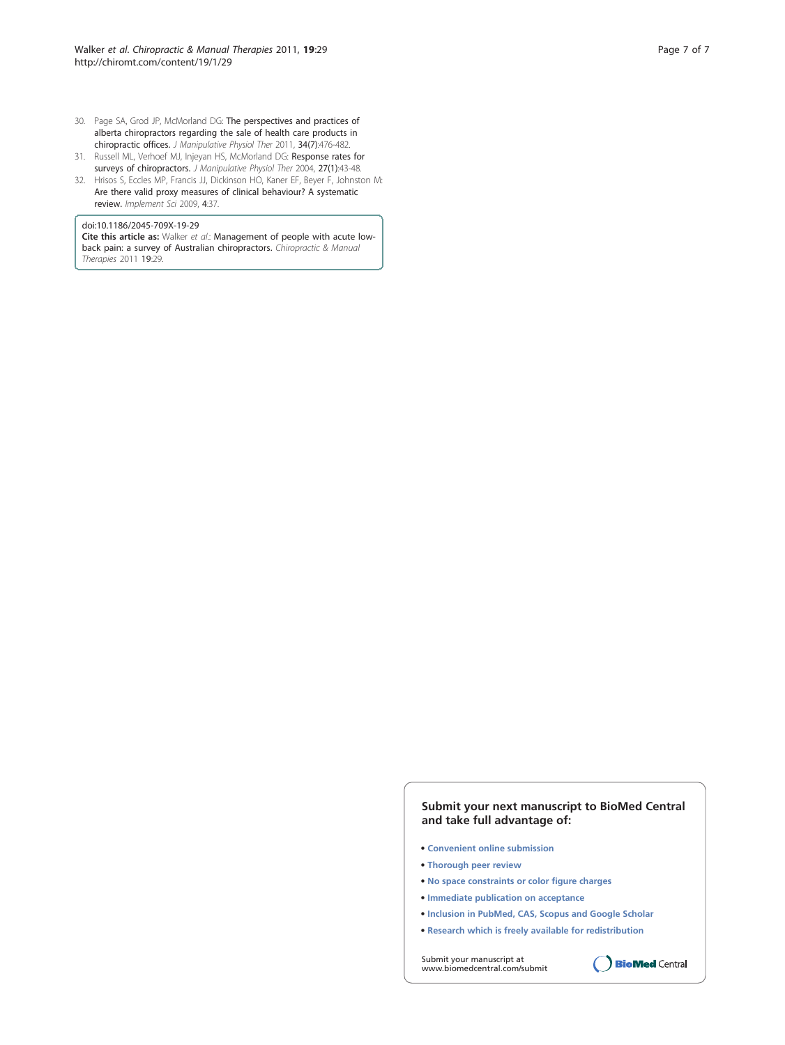30. Page SA, Grod JP, McMorland DG: **The perspectives and practices of alberta chiropractors regarding the sale of health care products in chiropractic offices.** *J Manipulative Physiol Ther* 2011, **34(7)**:476-482.
31. Russell ML, Verhoef MJ, Injeyan HS, McMorland DG: **Response rates for surveys of chiropractors.** *J Manipulative Physiol Ther* 2004, **27(1)**:43-48.
32. Hrisos S, Eccles MP, Francis JJ, Dickinson HO, Kaner EF, Beyer F, Johnston M: **Are there valid proxy measures of clinical behaviour? A systematic review.** *Implement Sci* 2009, **4**:37.

doi:10.1186/2045-709X-19-29
**Cite this article as:** Walker *et al.*: Management of people with acute low-back pain: a survey of Australian chiropractors. *Chiropractic & Manual Therapies* 2011 **19**:29.

**Submit your next manuscript to BioMed Central and take full advantage of:**

- **Convenient online submission**
- **Thorough peer review**
- **No space constraints or color figure charges**
- **Immediate publication on acceptance**
- **Inclusion in PubMed, CAS, Scopus and Google Scholar**
- **Research which is freely available for redistribution**

Submit your manuscript at
www.biomedcentral.com/submit

BioMed Central